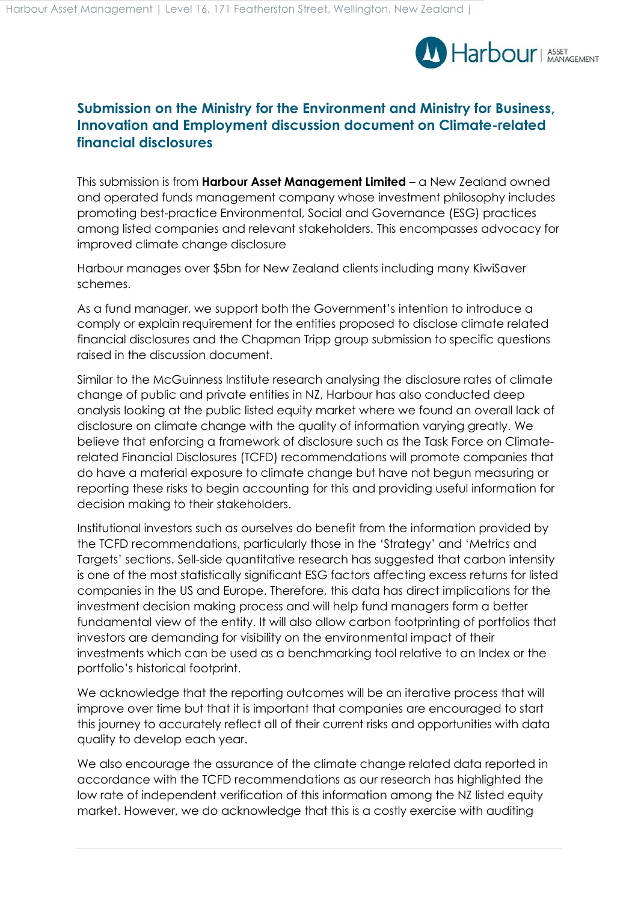## Submission on the Ministry for the Environment and Ministry for Business, Innovation and Employment discussion document on Climate-related financial disclosures

This submission is from **Harbour Asset Management Limited** – a New Zealand owned and operated funds management company whose investment philosophy includes promoting best-practice Environmental, Social and Governance (ESG) practices among listed companies and relevant stakeholders. This encompasses advocacy for improved climate change disclosure

Harbour manages over $5bn for New Zealand clients including many KiwiSaver schemes.

As a fund manager, we support both the Government's intention to introduce a comply or explain requirement for the entities proposed to disclose climate related financial disclosures and the Chapman Tripp group submission to specific questions raised in the discussion document.

Similar to the McGuinness Institute research analysing the disclosure rates of climate change of public and private entities in NZ, Harbour has also conducted deep analysis looking at the public listed equity market where we found an overall lack of disclosure on climate change with the quality of information varying greatly. We believe that enforcing a framework of disclosure such as the Task Force on Climate-related Financial Disclosures (TCFD) recommendations will promote companies that do have a material exposure to climate change but have not begun measuring or reporting these risks to begin accounting for this and providing useful information for decision making to their stakeholders.

Institutional investors such as ourselves do benefit from the information provided by the TCFD recommendations, particularly those in the 'Strategy' and 'Metrics and Targets' sections. Sell-side quantitative research has suggested that carbon intensity is one of the most statistically significant ESG factors affecting excess returns for listed companies in the US and Europe. Therefore, this data has direct implications for the investment decision making process and will help fund managers form a better fundamental view of the entity. It will also allow carbon footprinting of portfolios that investors are demanding for visibility on the environmental impact of their investments which can be used as a benchmarking tool relative to an Index or the portfolio's historical footprint.

We acknowledge that the reporting outcomes will be an iterative process that will improve over time but that it is important that companies are encouraged to start this journey to accurately reflect all of their current risks and opportunities with data quality to develop each year.

We also encourage the assurance of the climate change related data reported in accordance with the TCFD recommendations as our research has highlighted the low rate of independent verification of this information among the NZ listed equity market. However, we do acknowledge that this is a costly exercise with auditing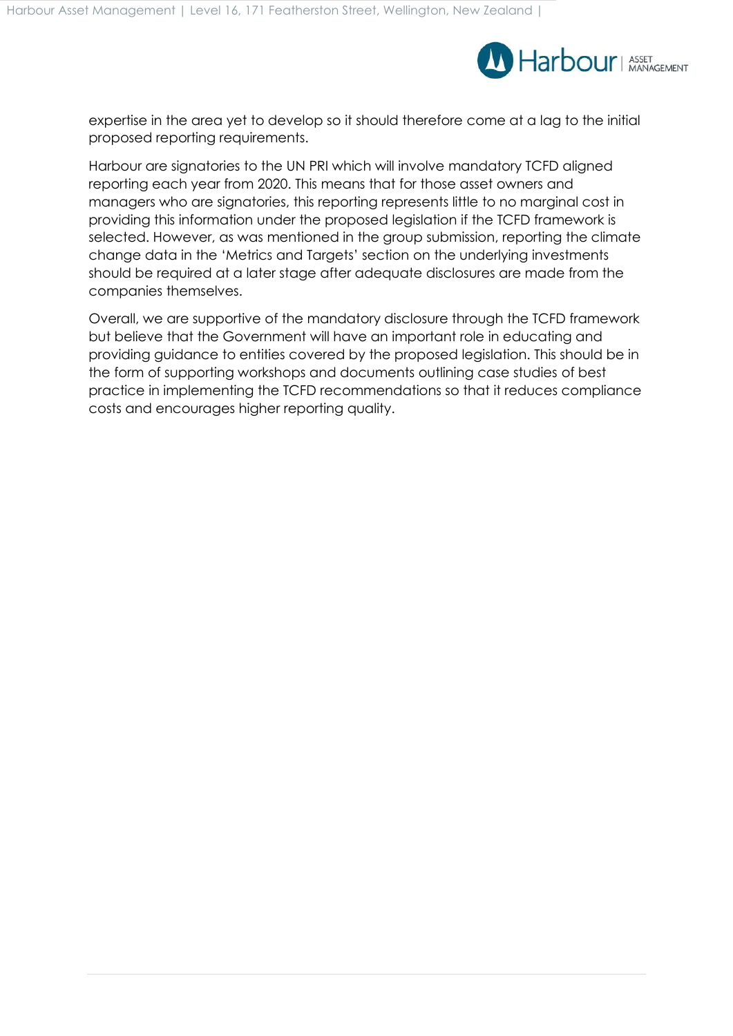expertise in the area yet to develop so it should therefore come at a lag to the initial proposed reporting requirements.

Harbour are signatories to the UN PRI which will involve mandatory TCFD aligned reporting each year from 2020. This means that for those asset owners and managers who are signatories, this reporting represents little to no marginal cost in providing this information under the proposed legislation if the TCFD framework is selected. However, as was mentioned in the group submission, reporting the climate change data in the 'Metrics and Targets' section on the underlying investments should be required at a later stage after adequate disclosures are made from the companies themselves.

Overall, we are supportive of the mandatory disclosure through the TCFD framework but believe that the Government will have an important role in educating and providing guidance to entities covered by the proposed legislation. This should be in the form of supporting workshops and documents outlining case studies of best practice in implementing the TCFD recommendations so that it reduces compliance costs and encourages higher reporting quality.